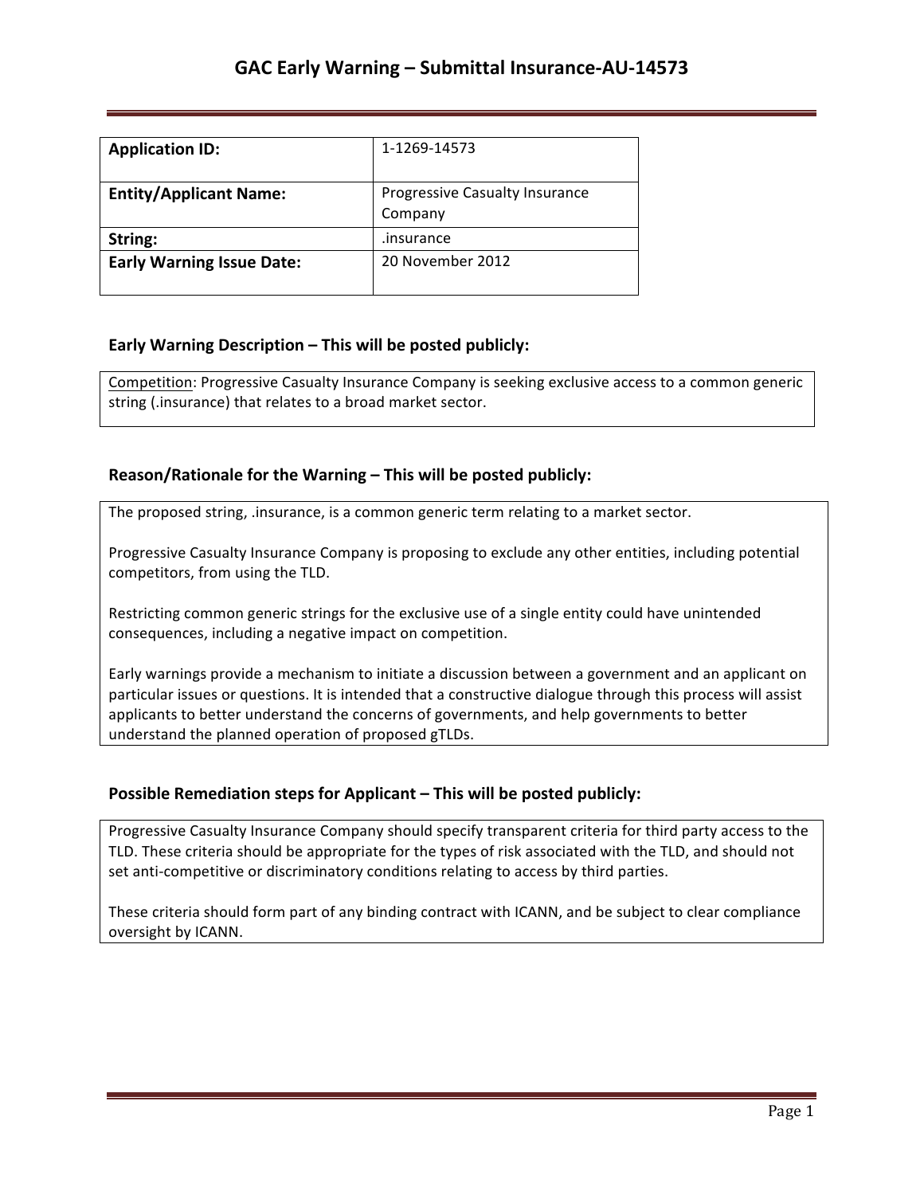# GAC Early Warning – Submittal Insurance-AU-14573

| **Application ID:** | 1-1269-14573 |
|---|---|
| **Entity/Applicant Name:** | Progressive Casualty Insurance Company |
| **String:** | .insurance |
| **Early Warning Issue Date:** | 20 November 2012 |

### Early Warning Description – This will be posted publicly:

Competition: Progressive Casualty Insurance Company is seeking exclusive access to a common generic string (.insurance) that relates to a broad market sector.

### Reason/Rationale for the Warning – This will be posted publicly:

The proposed string, .insurance, is a common generic term relating to a market sector.

Progressive Casualty Insurance Company is proposing to exclude any other entities, including potential competitors, from using the TLD.

Restricting common generic strings for the exclusive use of a single entity could have unintended consequences, including a negative impact on competition.

Early warnings provide a mechanism to initiate a discussion between a government and an applicant on particular issues or questions. It is intended that a constructive dialogue through this process will assist applicants to better understand the concerns of governments, and help governments to better understand the planned operation of proposed gTLDs.

### Possible Remediation steps for Applicant – This will be posted publicly:

Progressive Casualty Insurance Company should specify transparent criteria for third party access to the TLD. These criteria should be appropriate for the types of risk associated with the TLD, and should not set anti-competitive or discriminatory conditions relating to access by third parties.

These criteria should form part of any binding contract with ICANN, and be subject to clear compliance oversight by ICANN.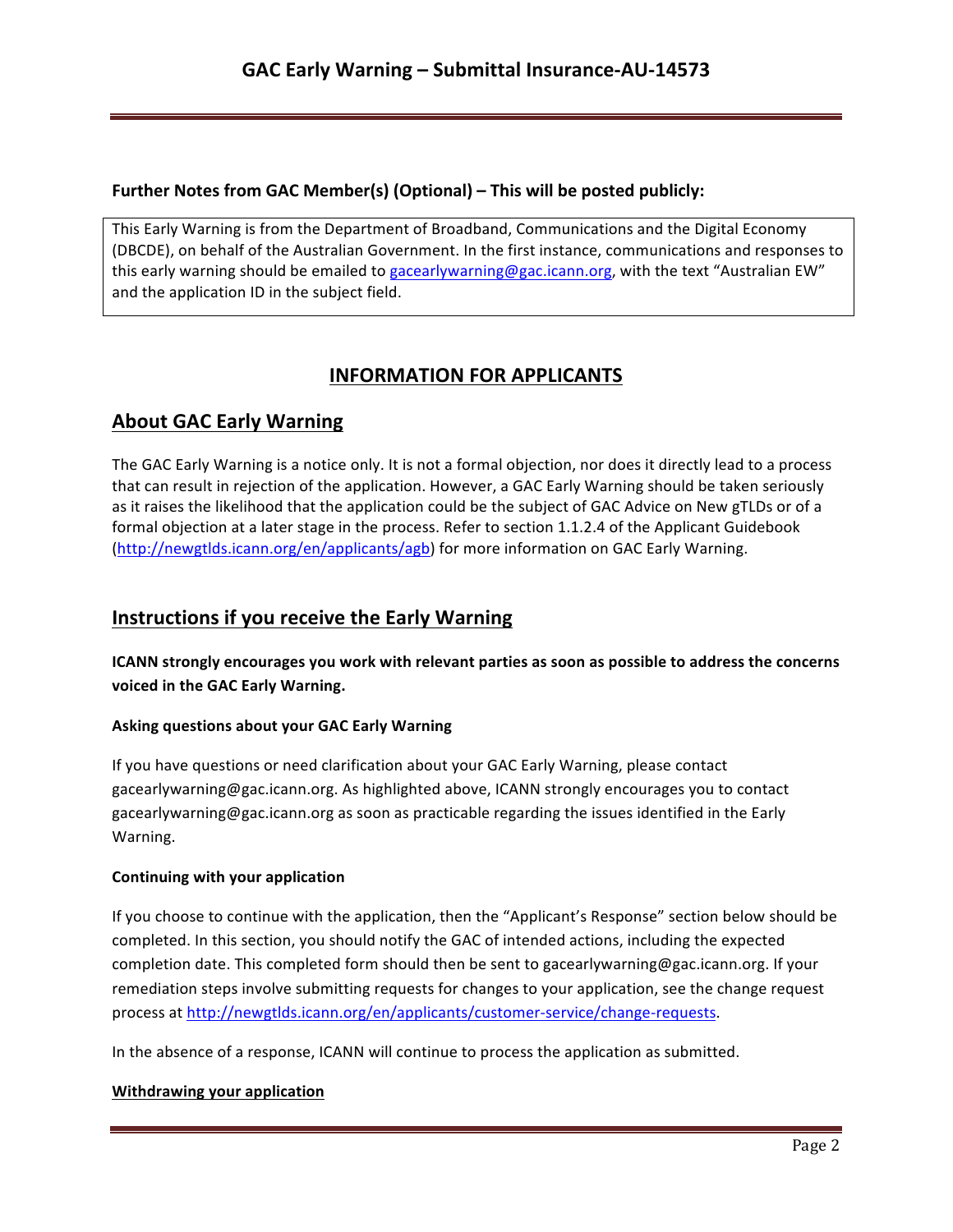**Further Notes from GAC Member(s) (Optional) – This will be posted publicly:**

This Early Warning is from the Department of Broadband, Communications and the Digital Economy (DBCDE), on behalf of the Australian Government. In the first instance, communications and responses to this early warning should be emailed to gacearlywarning@gac.icann.org, with the text "Australian EW" and the application ID in the subject field.

# INFORMATION FOR APPLICANTS

## About GAC Early Warning

The GAC Early Warning is a notice only. It is not a formal objection, nor does it directly lead to a process that can result in rejection of the application. However, a GAC Early Warning should be taken seriously as it raises the likelihood that the application could be the subject of GAC Advice on New gTLDs or of a formal objection at a later stage in the process. Refer to section 1.1.2.4 of the Applicant Guidebook (http://newgtlds.icann.org/en/applicants/agb) for more information on GAC Early Warning.

## Instructions if you receive the Early Warning

**ICANN strongly encourages you work with relevant parties as soon as possible to address the concerns voiced in the GAC Early Warning.**

### Asking questions about your GAC Early Warning

If you have questions or need clarification about your GAC Early Warning, please contact gacearlywarning@gac.icann.org. As highlighted above, ICANN strongly encourages you to contact gacearlywarning@gac.icann.org as soon as practicable regarding the issues identified in the Early Warning.

### Continuing with your application

If you choose to continue with the application, then the "Applicant's Response" section below should be completed. In this section, you should notify the GAC of intended actions, including the expected completion date. This completed form should then be sent to gacearlywarning@gac.icann.org. If your remediation steps involve submitting requests for changes to your application, see the change request process at http://newgtlds.icann.org/en/applicants/customer-service/change-requests.

In the absence of a response, ICANN will continue to process the application as submitted.

### Withdrawing your application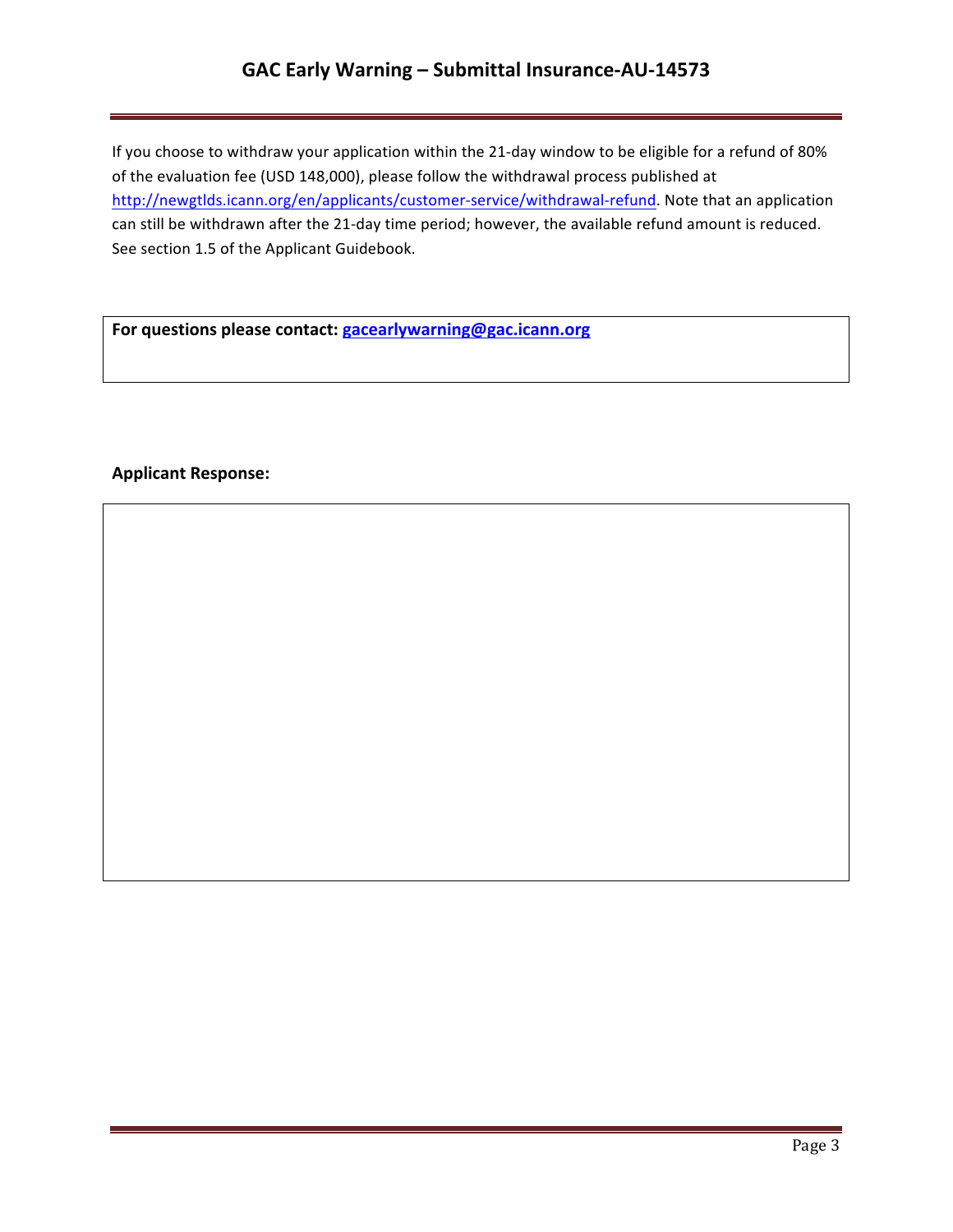If you choose to withdraw your application within the 21-day window to be eligible for a refund of 80% of the evaluation fee (USD 148,000), please follow the withdrawal process published at http://newgtlds.icann.org/en/applicants/customer-service/withdrawal-refund. Note that an application can still be withdrawn after the 21-day time period; however, the available refund amount is reduced. See section 1.5 of the Applicant Guidebook.

**For questions please contact: gacearlywarning@gac.icann.org**

**Applicant Response:**